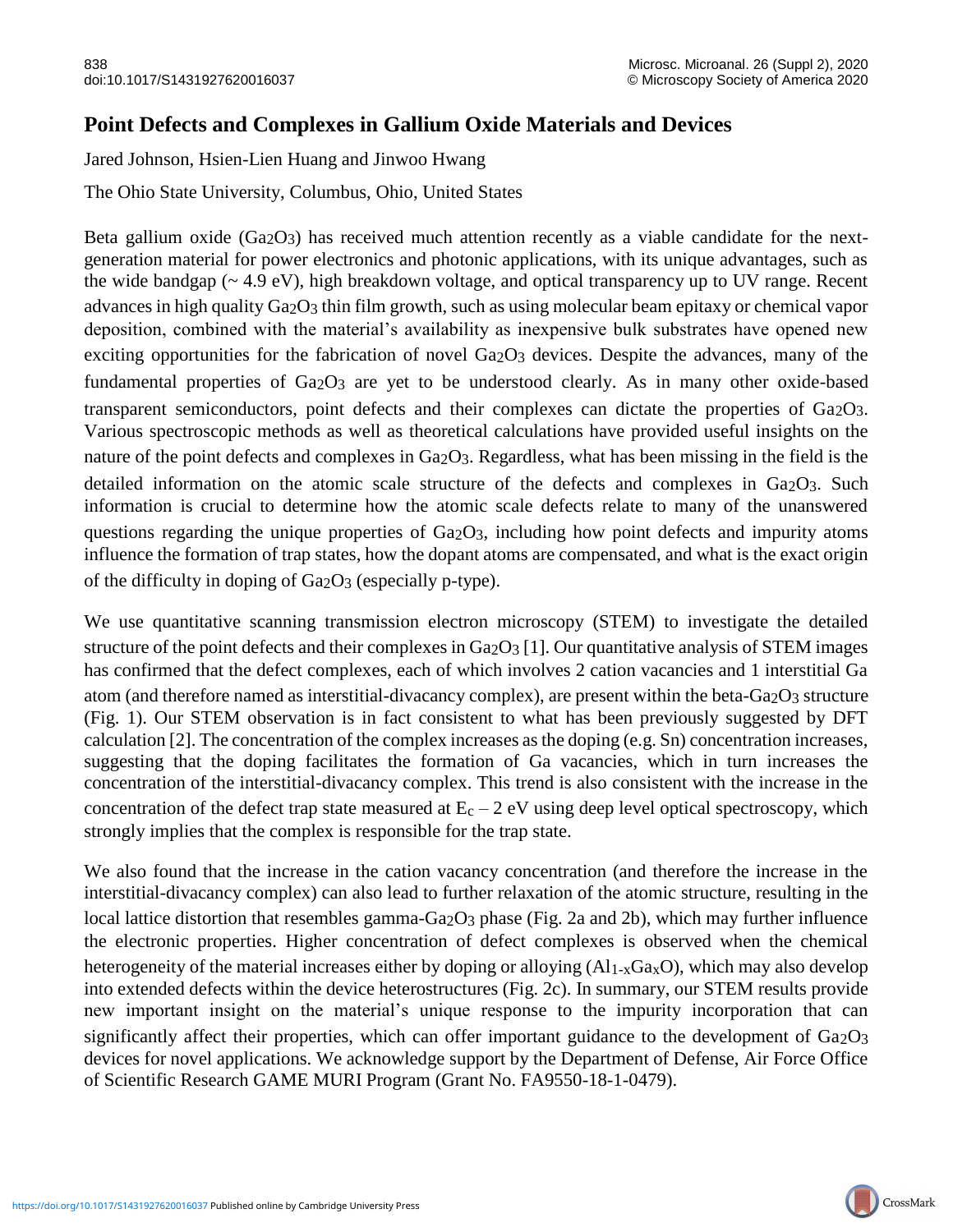# Point Defects and Complexes in Gallium Oxide Materials and Devices

Jared Johnson, Hsien-Lien Huang and Jinwoo Hwang

The Ohio State University, Columbus, Ohio, United States

Beta gallium oxide ($Ga_2O_3$) has received much attention recently as a viable candidate for the next-generation material for power electronics and photonic applications, with its unique advantages, such as the wide bandgap (~ 4.9 eV), high breakdown voltage, and optical transparency up to UV range. Recent advances in high quality $Ga_2O_3$ thin film growth, such as using molecular beam epitaxy or chemical vapor deposition, combined with the material's availability as inexpensive bulk substrates have opened new exciting opportunities for the fabrication of novel $Ga_2O_3$ devices. Despite the advances, many of the fundamental properties of $Ga_2O_3$ are yet to be understood clearly. As in many other oxide-based transparent semiconductors, point defects and their complexes can dictate the properties of $Ga_2O_3$. Various spectroscopic methods as well as theoretical calculations have provided useful insights on the nature of the point defects and complexes in $Ga_2O_3$. Regardless, what has been missing in the field is the detailed information on the atomic scale structure of the defects and complexes in $Ga_2O_3$. Such information is crucial to determine how the atomic scale defects relate to many of the unanswered questions regarding the unique properties of $Ga_2O_3$, including how point defects and impurity atoms influence the formation of trap states, how the dopant atoms are compensated, and what is the exact origin of the difficulty in doping of $Ga_2O_3$ (especially p-type).

We use quantitative scanning transmission electron microscopy (STEM) to investigate the detailed structure of the point defects and their complexes in $Ga_2O_3$ [1]. Our quantitative analysis of STEM images has confirmed that the defect complexes, each of which involves 2 cation vacancies and 1 interstitial Ga atom (and therefore named as interstitial-divacancy complex), are present within the beta-$Ga_2O_3$ structure (Fig. 1). Our STEM observation is in fact consistent to what has been previously suggested by DFT calculation [2]. The concentration of the complex increases as the doping (e.g. Sn) concentration increases, suggesting that the doping facilitates the formation of Ga vacancies, which in turn increases the concentration of the interstitial-divacancy complex. This trend is also consistent with the increase in the concentration of the defect trap state measured at $E_c$ – 2 eV using deep level optical spectroscopy, which strongly implies that the complex is responsible for the trap state.

We also found that the increase in the cation vacancy concentration (and therefore the increase in the interstitial-divacancy complex) can also lead to further relaxation of the atomic structure, resulting in the local lattice distortion that resembles gamma-$Ga_2O_3$ phase (Fig. 2a and 2b), which may further influence the electronic properties. Higher concentration of defect complexes is observed when the chemical heterogeneity of the material increases either by doping or alloying ($Al_{1-x}Ga_xO$), which may also develop into extended defects within the device heterostructures (Fig. 2c). In summary, our STEM results provide new important insight on the material's unique response to the impurity incorporation that can significantly affect their properties, which can offer important guidance to the development of $Ga_2O_3$ devices for novel applications. We acknowledge support by the Department of Defense, Air Force Office of Scientific Research GAME MURI Program (Grant No. FA9550-18-1-0479).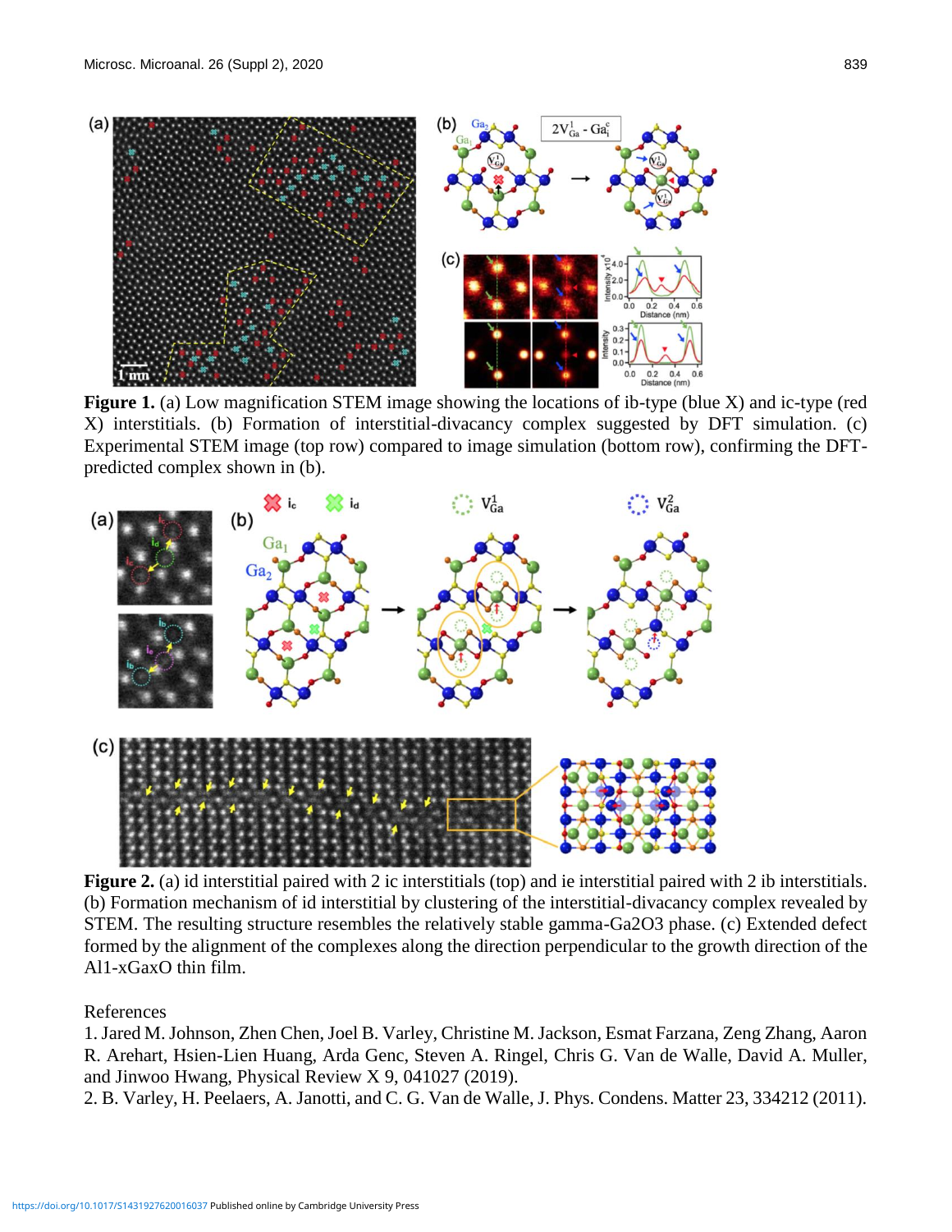**Figure 1.** (a) Low magnification STEM image showing the locations of ib-type (blue X) and ic-type (red X) interstitials. (b) Formation of interstitial-divacancy complex suggested by DFT simulation. (c) Experimental STEM image (top row) compared to image simulation (bottom row), confirming the DFT-predicted complex shown in (b).

**Figure 2.** (a) id interstitial paired with 2 ic interstitials (top) and ie interstitial paired with 2 ib interstitials. (b) Formation mechanism of id interstitial by clustering of the interstitial-divacancy complex revealed by STEM. The resulting structure resembles the relatively stable gamma-Ga2O3 phase. (c) Extended defect formed by the alignment of the complexes along the direction perpendicular to the growth direction of the Al1-xGaxO thin film.

References

1. Jared M. Johnson, Zhen Chen, Joel B. Varley, Christine M. Jackson, Esmat Farzana, Zeng Zhang, Aaron R. Arehart, Hsien-Lien Huang, Arda Genc, Steven A. Ringel, Chris G. Van de Walle, David A. Muller, and Jinwoo Hwang, Physical Review X 9, 041027 (2019).
2. B. Varley, H. Peelaers, A. Janotti, and C. G. Van de Walle, J. Phys. Condens. Matter 23, 334212 (2011).